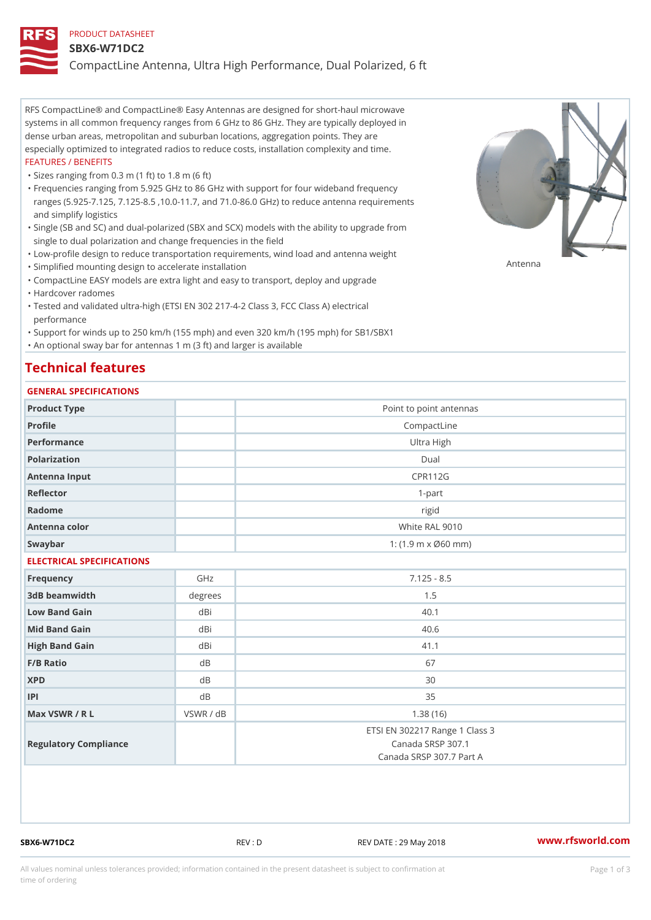PRODUCT DATASHEET

# SBX6-W71DC2

CompactLine Antenna, Ultra High Performance, Dual Polarized, 6 ft

RFS CompactLine® and CompactLine® Easy Antennas are designed for short-haul microwave systems in all common frequency ranges from 6 GHz to 86 GHz. They are typically deployed in dense urban areas, metropolitan and suburban locations, aggregation points. They are especially optimized to integrated radios to reduce costs, installation complexity and time.

FEATURES / BENEFITS

- Sizes ranging from 0.3 m (1 ft) to 1.8 m (6 ft)
- Frequencies ranging from 5.925 GHz to 86 GHz with support for four wideband frequency ranges (5.925-7.125, 7.125-8.5 ,10.0-11.7, and 71.0-86.0 GHz) to reduce antenna requirements and simplify logistics
- Single (SB and SC) and dual-polarized (SBX and SCX) models with the ability to upgrade from single to dual polarization and change frequencies in the field
- Low-profile design to reduce transportation requirements, wind load and antenna weight
- Simplified mounting design to accelerate installation
- CompactLine EASY models are extra light and easy to transport, deploy and upgrade
- Hardcover radomes
- Tested and validated ultra-high (ETSI EN 302 217-4-2 Class 3, FCC Class A) electrical performance
- Support for winds up to 250 km/h (155 mph) and even 320 km/h (195 mph) for SB1/SBX1
- An optional sway bar for antennas 1 m (3 ft) and larger is available

Antenna

## Technical features

### GENERAL SPECIFICATIONS

| | | |
|---|---|---|
| Product Type | | Point to point antennas |
| Profile | | CompactLine |
| Performance | | Ultra High |
| Polarization | | Dual |
| Antenna Input | | CPR112G |
| Reflector | | 1-part |
| Radome | | rigid |
| Antenna color | | White RAL 9010 |
| Swaybar | | 1: (1.9 m x Ø60 mm) |

### ELECTRICAL SPECIFICATIONS

| | | |
|---|---|---|
| Frequency | GHz | 7.125 - 8.5 |
| 3dB beamwidth | degrees | 1.5 |
| Low Band Gain | dBi | 40.1 |
| Mid Band Gain | dBi | 40.6 |
| High Band Gain | dBi | 41.1 |
| F/B Ratio | dB | 67 |
| XPD | dB | 30 |
| IPI | dB | 35 |
| Max VSWR / R L | VSWR / dB | 1.38 (16) |
| Regulatory Compliance | | ETSI EN 302217 Range 1 Class 3<br>Canada SRSP 307.1<br>Canada SRSP 307.7 Part A |

SBX6-W71DC2 REV : D REV DATE : 29 May 2018 www.rfsworld.com

All values nominal unless tolerances provided; information contained in the present datasheet is subject to confirmation at time of ordering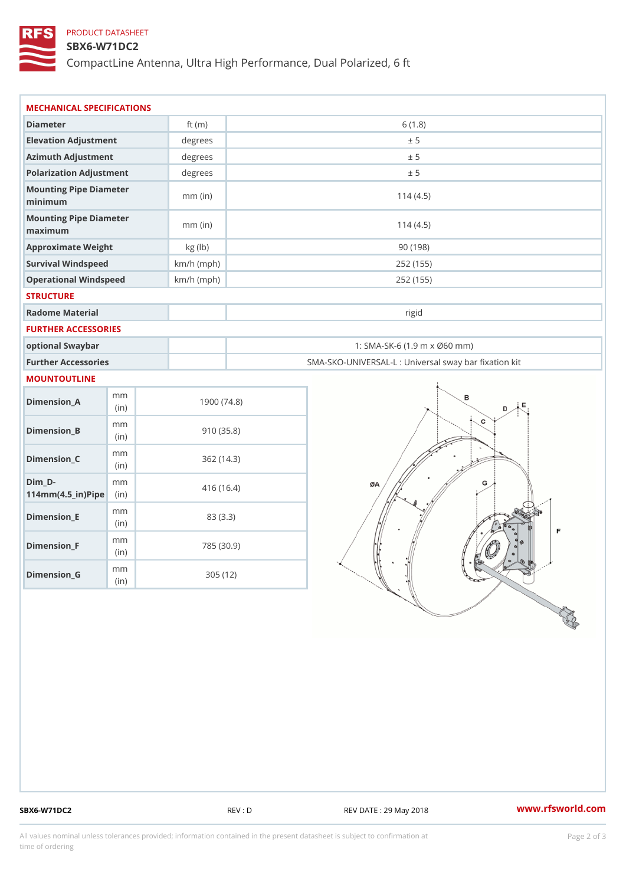PRODUCT DATASHEET

# SBX6-W71DC2

CompactLine Antenna, Ultra High Performance, Dual Polarized, 6 ft

## MECHANICAL SPECIFICATIONS

| | | |
|---|---|---|
| Diameter | ft (m) | 6 (1.8) |
| Elevation Adjustment | degrees | ± 5 |
| Azimuth Adjustment | degrees | ± 5 |
| Polarization Adjustment | degrees | ± 5 |
| Mounting Pipe Diameter minimum | mm (in) | 114 (4.5) |
| Mounting Pipe Diameter maximum | mm (in) | 114 (4.5) |
| Approximate Weight | kg (lb) | 90 (198) |
| Survival Windspeed | km/h (mph) | 252 (155) |
| Operational Windspeed | km/h (mph) | 252 (155) |

## STRUCTURE

| | | |
|---|---|---|
| Radome Material | | rigid |

## FURTHER ACCESSORIES

| | | |
|---|---|---|
| optional Swaybar | | 1: SMA-SK-6 (1.9 m x Ø60 mm) |
| Further Accessories | | SMA-SKO-UNIVERSAL-L : Universal sway bar fixation kit |

## MOUNTOUTLINE

| | | |
|---|---|---|
| Dimension_A | mm (in) | 1900 (74.8) |
| Dimension_B | mm (in) | 910 (35.8) |
| Dimension_C | mm (in) | 362 (14.3) |
| Dim_D-114mm(4.5_in)Pipe | mm (in) | 416 (16.4) |
| Dimension_E | mm (in) | 83 (3.3) |
| Dimension_F | mm (in) | 785 (30.9) |
| Dimension_G | mm (in) | 305 (12) |

SBX6-W71DC2 REV : D REV DATE : 29 May 2018 www.rfsworld.com

All values nominal unless tolerances provided; information contained in the present datasheet is subject to confirmation at time of ordering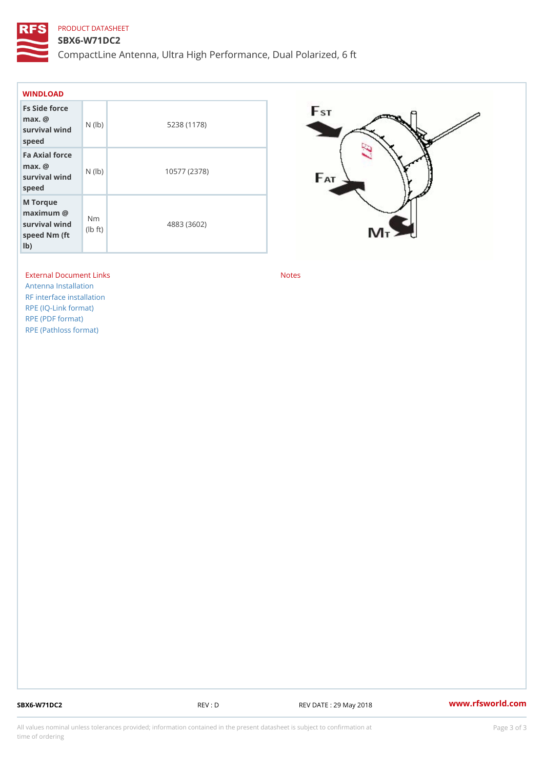PRODUCT DATASHEET

# SBX6-W71DC2

CompactLine Antenna, Ultra High Performance, Dual Polarized, 6 ft

## WINDLOAD

| | | |
|---|---|---|
| Fs Side force max. @ survival wind speed | N (lb) | 5238 (1178) |
| Fa Axial force max. @ survival wind speed | N (lb) | 10577 (2378) |
| M Torque maximum @ survival wind speed Nm (ft lb) | Nm (lb ft) | 4883 (3602) |

FST

FAT

MT

### External Document Links

Antenna Installation

RF interface installation

RPE (IQ-Link format)

RPE (PDF format)

RPE (Pathloss format)

### Notes

SBX6-W71DC2 REV : D REV DATE : 29 May 2018 www.rfsworld.com

All values nominal unless tolerances provided; information contained in the present datasheet is subject to confirmation at time of ordering